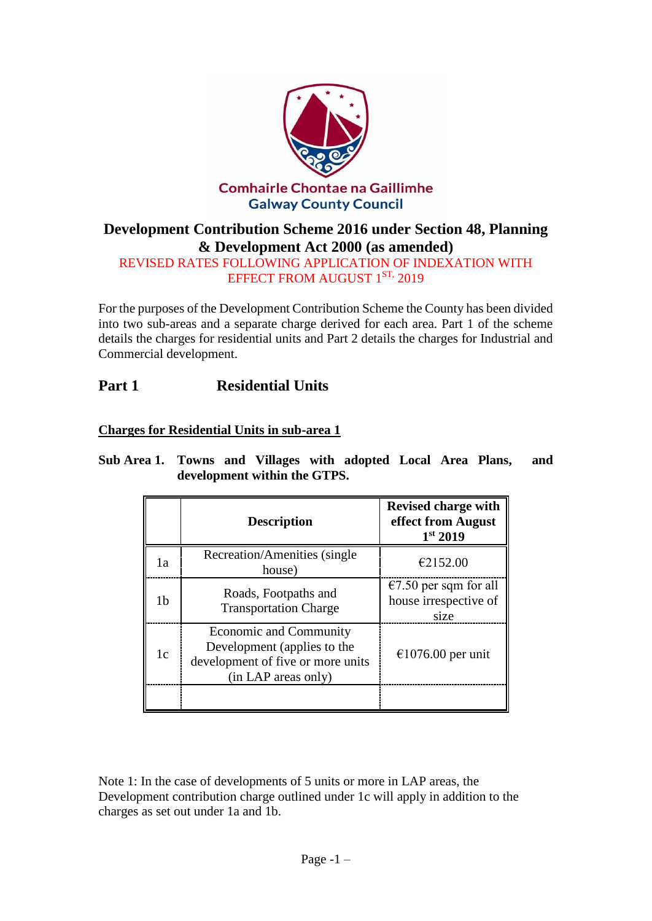Comhairle Chontae na Gaillimhe
Galway County Council

# Development Contribution Scheme 2016 under Section 48, Planning & Development Act 2000 (as amended)

REVISED RATES FOLLOWING APPLICATION OF INDEXATION WITH EFFECT FROM AUGUST 1ST, 2019

For the purposes of the Development Contribution Scheme the County has been divided into two sub-areas and a separate charge derived for each area. Part 1 of the scheme details the charges for residential units and Part 2 details the charges for Industrial and Commercial development.

## Part 1 Residential Units

### Charges for Residential Units in sub-area 1

**Sub Area 1. Towns and Villages with adopted Local Area Plans, and development within the GTPS.**

| | Description | Revised charge with effect from August 1st 2019 |
|---|---|---|
| 1a | Recreation/Amenities (single house) | €2152.00 |
| 1b | Roads, Footpaths and Transportation Charge | €7.50 per sqm for all house irrespective of size |
| 1c | Economic and Community Development (applies to the development of five or more units (in LAP areas only) | €1076.00 per unit |
| | | |

Note 1: In the case of developments of 5 units or more in LAP areas, the Development contribution charge outlined under 1c will apply in addition to the charges as set out under 1a and 1b.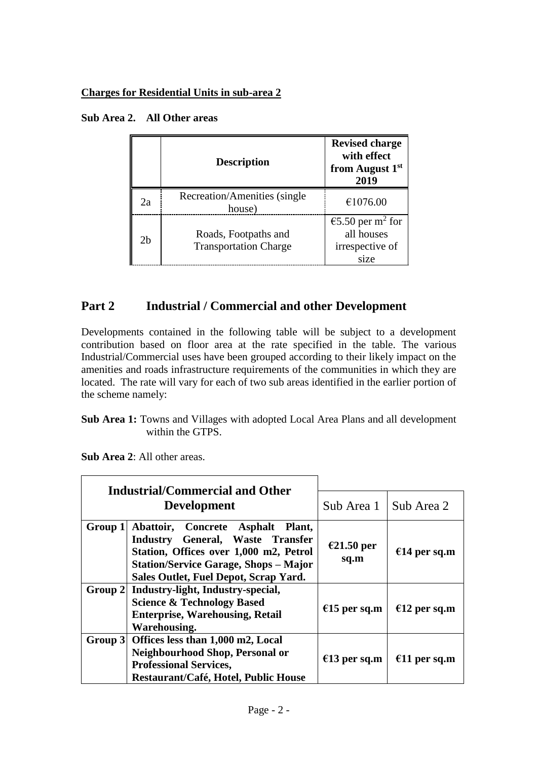**Charges for Residential Units in sub-area 2**

**Sub Area 2. All Other areas**

| | **Description** | **Revised charge with effect from August 1st 2019** |
|---|---|---|
| 2a | Recreation/Amenities (single house) | €1076.00 |
| 2b | Roads, Footpaths and Transportation Charge | €5.50 per $m^2$ for all houses irrespective of size |

## Part 2 Industrial / Commercial and other Development

Developments contained in the following table will be subject to a development contribution based on floor area at the rate specified in the table. The various Industrial/Commercial uses have been grouped according to their likely impact on the amenities and roads infrastructure requirements of the communities in which they are located. The rate will vary for each of two sub areas identified in the earlier portion of the scheme namely:

**Sub Area 1:** Towns and Villages with adopted Local Area Plans and all development within the GTPS.

**Sub Area 2**: All other areas.

| **Industrial/Commercial and Other Development** | | Sub Area 1 | Sub Area 2 |
|---|---|---|---|
| **Group 1** | **Abattoir, Concrete Asphalt Plant, Industry General, Waste Transfer Station, Offices over 1,000 m2, Petrol Station/Service Garage, Shops – Major Sales Outlet, Fuel Depot, Scrap Yard.** | **€21.50 per sq.m** | **€14 per sq.m** |
| **Group 2** | **Industry-light, Industry-special, Science & Technology Based Enterprise, Warehousing, Retail Warehousing.** | **€15 per sq.m** | **€12 per sq.m** |
| **Group 3** | **Offices less than 1,000 m2, Local Neighbourhood Shop, Personal or Professional Services, Restaurant/Café, Hotel, Public House** | **€13 per sq.m** | **€11 per sq.m** |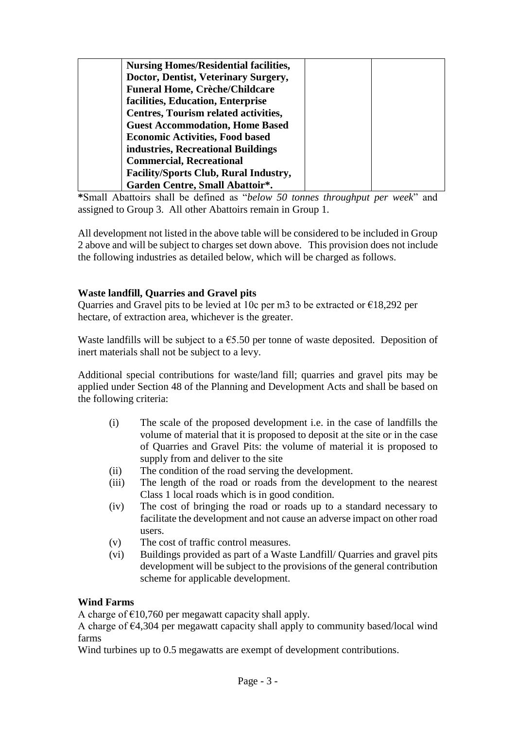| | **Nursing Homes/Residential facilities, Doctor, Dentist, Veterinary Surgery, Funeral Home, Crèche/Childcare facilities, Education, Enterprise Centres, Tourism related activities, Guest Accommodation, Home Based Economic Activities, Food based industries, Recreational Buildings Commercial, Recreational Facility/Sports Club, Rural Industry, Garden Centre, Small Abattoir*.** | | |
|---|---|---|---|

***Small Abattoirs shall be defined as "*below 50 tonnes throughput per week*" and assigned to Group 3. All other Abattoirs remain in Group 1.

All development not listed in the above table will be considered to be included in Group 2 above and will be subject to charges set down above. This provision does not include the following industries as detailed below, which will be charged as follows.

**Waste landfill, Quarries and Gravel pits**

Quarries and Gravel pits to be levied at 10c per m3 to be extracted or €18,292 per hectare, of extraction area, whichever is the greater.

Waste landfills will be subject to a €5.50 per tonne of waste deposited. Deposition of inert materials shall not be subject to a levy.

Additional special contributions for waste/land fill; quarries and gravel pits may be applied under Section 48 of the Planning and Development Acts and shall be based on the following criteria:

(i) The scale of the proposed development i.e. in the case of landfills the volume of material that it is proposed to deposit at the site or in the case of Quarries and Gravel Pits: the volume of material it is proposed to supply from and deliver to the site

(ii) The condition of the road serving the development.

(iii) The length of the road or roads from the development to the nearest Class 1 local roads which is in good condition.

(iv) The cost of bringing the road or roads up to a standard necessary to facilitate the development and not cause an adverse impact on other road users.

(v) The cost of traffic control measures.

(vi) Buildings provided as part of a Waste Landfill/ Quarries and gravel pits development will be subject to the provisions of the general contribution scheme for applicable development.

**Wind Farms**

A charge of €10,760 per megawatt capacity shall apply.

A charge of €4,304 per megawatt capacity shall apply to community based/local wind farms

Wind turbines up to 0.5 megawatts are exempt of development contributions.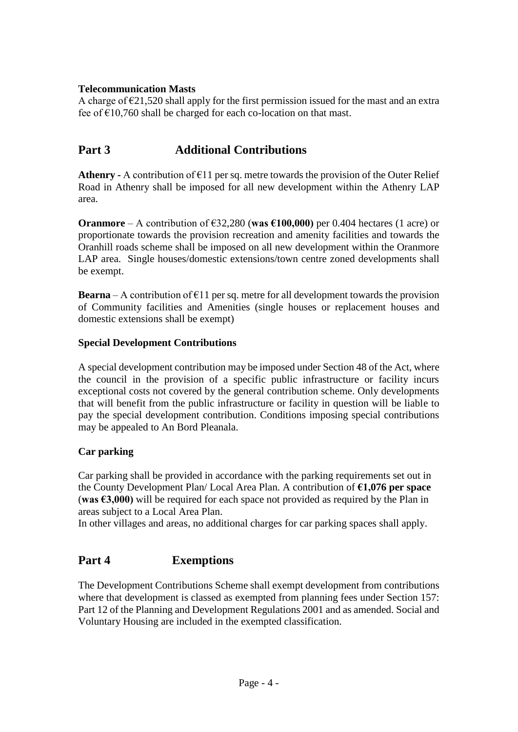**Telecommunication Masts**

A charge of €21,520 shall apply for the first permission issued for the mast and an extra fee of €10,760 shall be charged for each co-location on that mast.

## Part 3 Additional Contributions

**Athenry -** A contribution of €11 per sq. metre towards the provision of the Outer Relief Road in Athenry shall be imposed for all new development within the Athenry LAP area.

**Oranmore** – A contribution of €32,280 (**was €100,000)** per 0.404 hectares (1 acre) or proportionate towards the provision recreation and amenity facilities and towards the Oranhill roads scheme shall be imposed on all new development within the Oranmore LAP area. Single houses/domestic extensions/town centre zoned developments shall be exempt.

**Bearna** – A contribution of €11 per sq. metre for all development towards the provision of Community facilities and Amenities (single houses or replacement houses and domestic extensions shall be exempt)

**Special Development Contributions**

A special development contribution may be imposed under Section 48 of the Act, where the council in the provision of a specific public infrastructure or facility incurs exceptional costs not covered by the general contribution scheme. Only developments that will benefit from the public infrastructure or facility in question will be liable to pay the special development contribution. Conditions imposing special contributions may be appealed to An Bord Pleanala.

**Car parking**

Car parking shall be provided in accordance with the parking requirements set out in the County Development Plan/ Local Area Plan. A contribution of **€1,076 per space** (**was €3,000)** will be required for each space not provided as required by the Plan in areas subject to a Local Area Plan.
In other villages and areas, no additional charges for car parking spaces shall apply.

## Part 4 Exemptions

The Development Contributions Scheme shall exempt development from contributions where that development is classed as exempted from planning fees under Section 157: Part 12 of the Planning and Development Regulations 2001 and as amended. Social and Voluntary Housing are included in the exempted classification.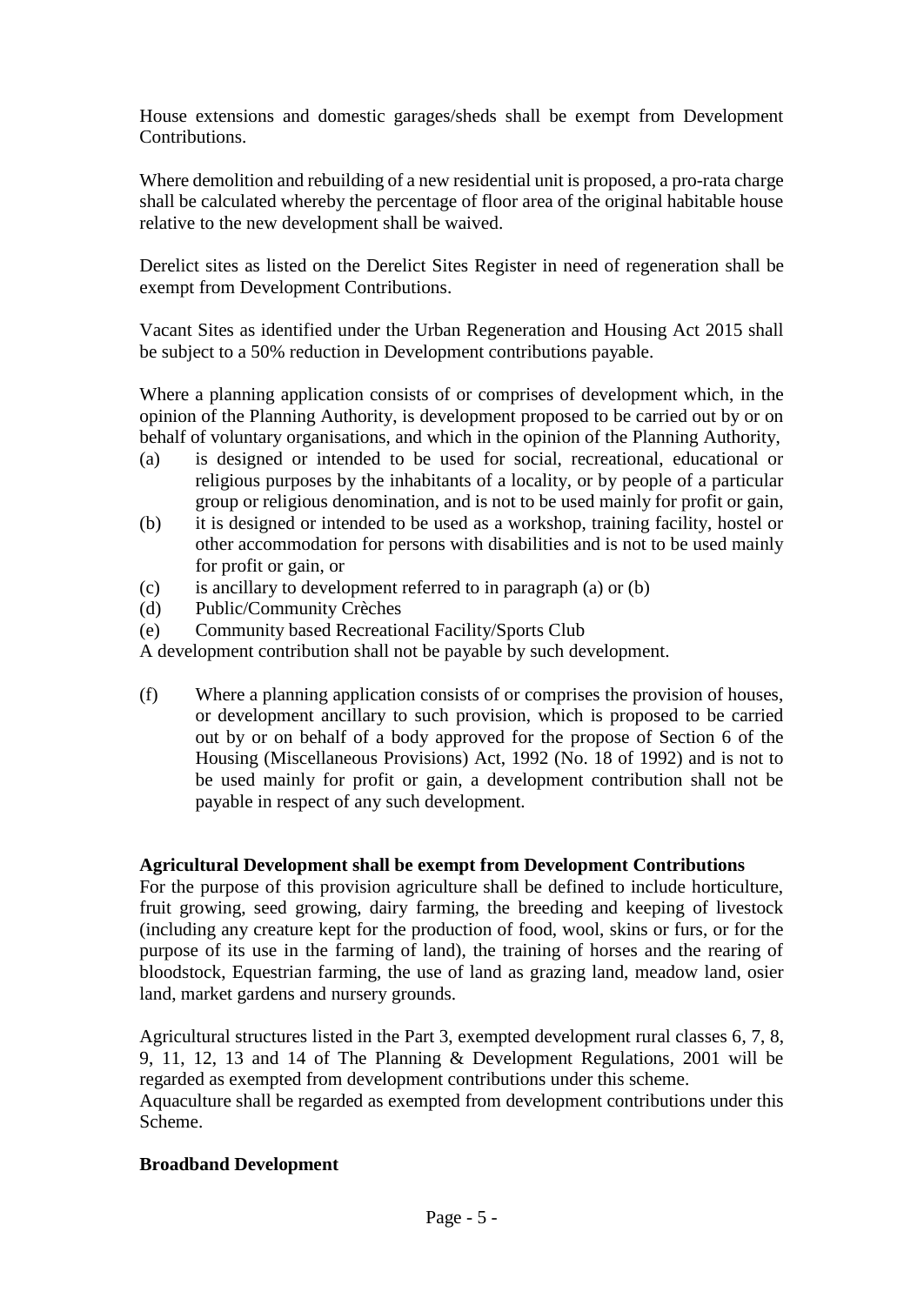House extensions and domestic garages/sheds shall be exempt from Development Contributions.

Where demolition and rebuilding of a new residential unit is proposed, a pro-rata charge shall be calculated whereby the percentage of floor area of the original habitable house relative to the new development shall be waived.

Derelict sites as listed on the Derelict Sites Register in need of regeneration shall be exempt from Development Contributions.

Vacant Sites as identified under the Urban Regeneration and Housing Act 2015 shall be subject to a 50% reduction in Development contributions payable.

Where a planning application consists of or comprises of development which, in the opinion of the Planning Authority, is development proposed to be carried out by or on behalf of voluntary organisations, and which in the opinion of the Planning Authority,

(a) is designed or intended to be used for social, recreational, educational or religious purposes by the inhabitants of a locality, or by people of a particular group or religious denomination, and is not to be used mainly for profit or gain,
(b) it is designed or intended to be used as a workshop, training facility, hostel or other accommodation for persons with disabilities and is not to be used mainly for profit or gain, or
(c) is ancillary to development referred to in paragraph (a) or (b)
(d) Public/Community Crèches
(e) Community based Recreational Facility/Sports Club

A development contribution shall not be payable by such development.

(f) Where a planning application consists of or comprises the provision of houses, or development ancillary to such provision, which is proposed to be carried out by or on behalf of a body approved for the propose of Section 6 of the Housing (Miscellaneous Provisions) Act, 1992 (No. 18 of 1992) and is not to be used mainly for profit or gain, a development contribution shall not be payable in respect of any such development.

**Agricultural Development shall be exempt from Development Contributions**

For the purpose of this provision agriculture shall be defined to include horticulture, fruit growing, seed growing, dairy farming, the breeding and keeping of livestock (including any creature kept for the production of food, wool, skins or furs, or for the purpose of its use in the farming of land), the training of horses and the rearing of bloodstock, Equestrian farming, the use of land as grazing land, meadow land, osier land, market gardens and nursery grounds.

Agricultural structures listed in the Part 3, exempted development rural classes 6, 7, 8, 9, 11, 12, 13 and 14 of The Planning & Development Regulations, 2001 will be regarded as exempted from development contributions under this scheme.
Aquaculture shall be regarded as exempted from development contributions under this Scheme.

**Broadband Development**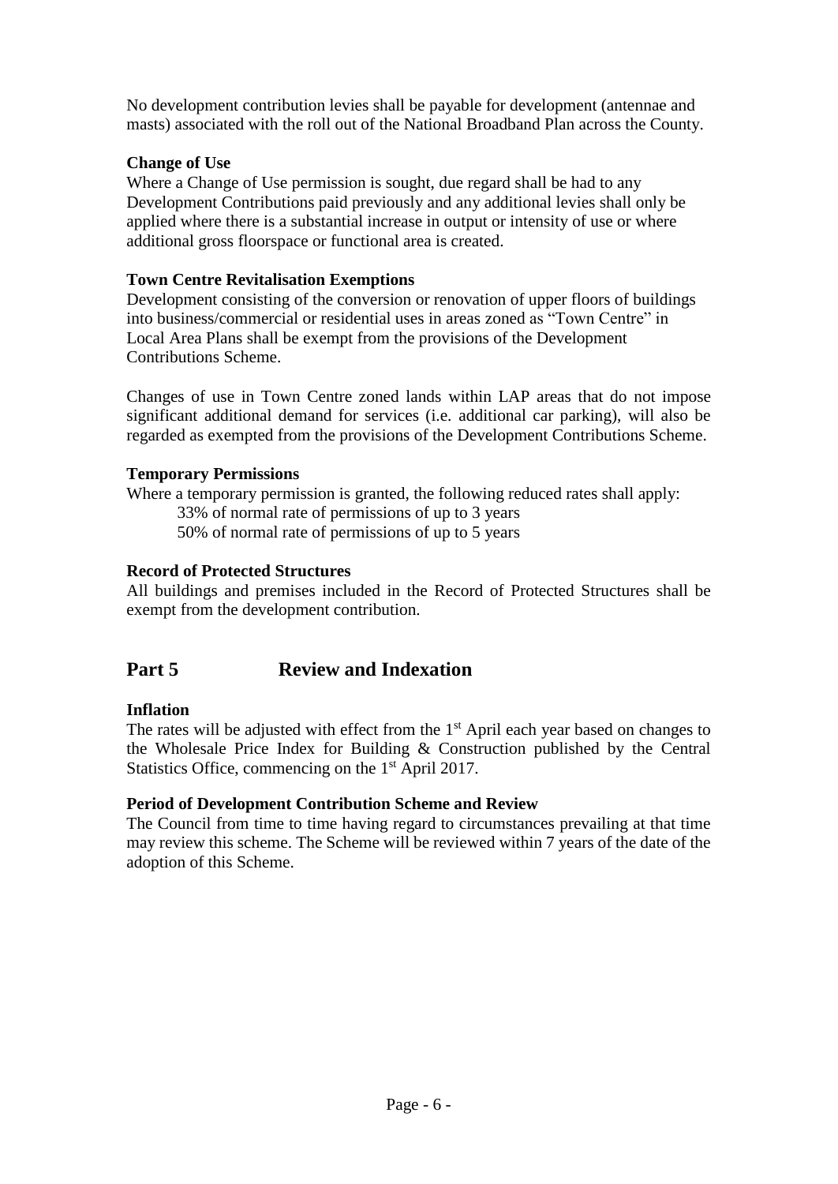No development contribution levies shall be payable for development (antennae and masts) associated with the roll out of the National Broadband Plan across the County.

**Change of Use**

Where a Change of Use permission is sought, due regard shall be had to any Development Contributions paid previously and any additional levies shall only be applied where there is a substantial increase in output or intensity of use or where additional gross floorspace or functional area is created.

**Town Centre Revitalisation Exemptions**

Development consisting of the conversion or renovation of upper floors of buildings into business/commercial or residential uses in areas zoned as "Town Centre" in Local Area Plans shall be exempt from the provisions of the Development Contributions Scheme.

Changes of use in Town Centre zoned lands within LAP areas that do not impose significant additional demand for services (i.e. additional car parking), will also be regarded as exempted from the provisions of the Development Contributions Scheme.

**Temporary Permissions**

Where a temporary permission is granted, the following reduced rates shall apply:

33% of normal rate of permissions of up to 3 years
50% of normal rate of permissions of up to 5 years

**Record of Protected Structures**

All buildings and premises included in the Record of Protected Structures shall be exempt from the development contribution.

## Part 5 Review and Indexation

**Inflation**

The rates will be adjusted with effect from the 1st April each year based on changes to the Wholesale Price Index for Building & Construction published by the Central Statistics Office, commencing on the 1st April 2017.

**Period of Development Contribution Scheme and Review**

The Council from time to time having regard to circumstances prevailing at that time may review this scheme. The Scheme will be reviewed within 7 years of the date of the adoption of this Scheme.